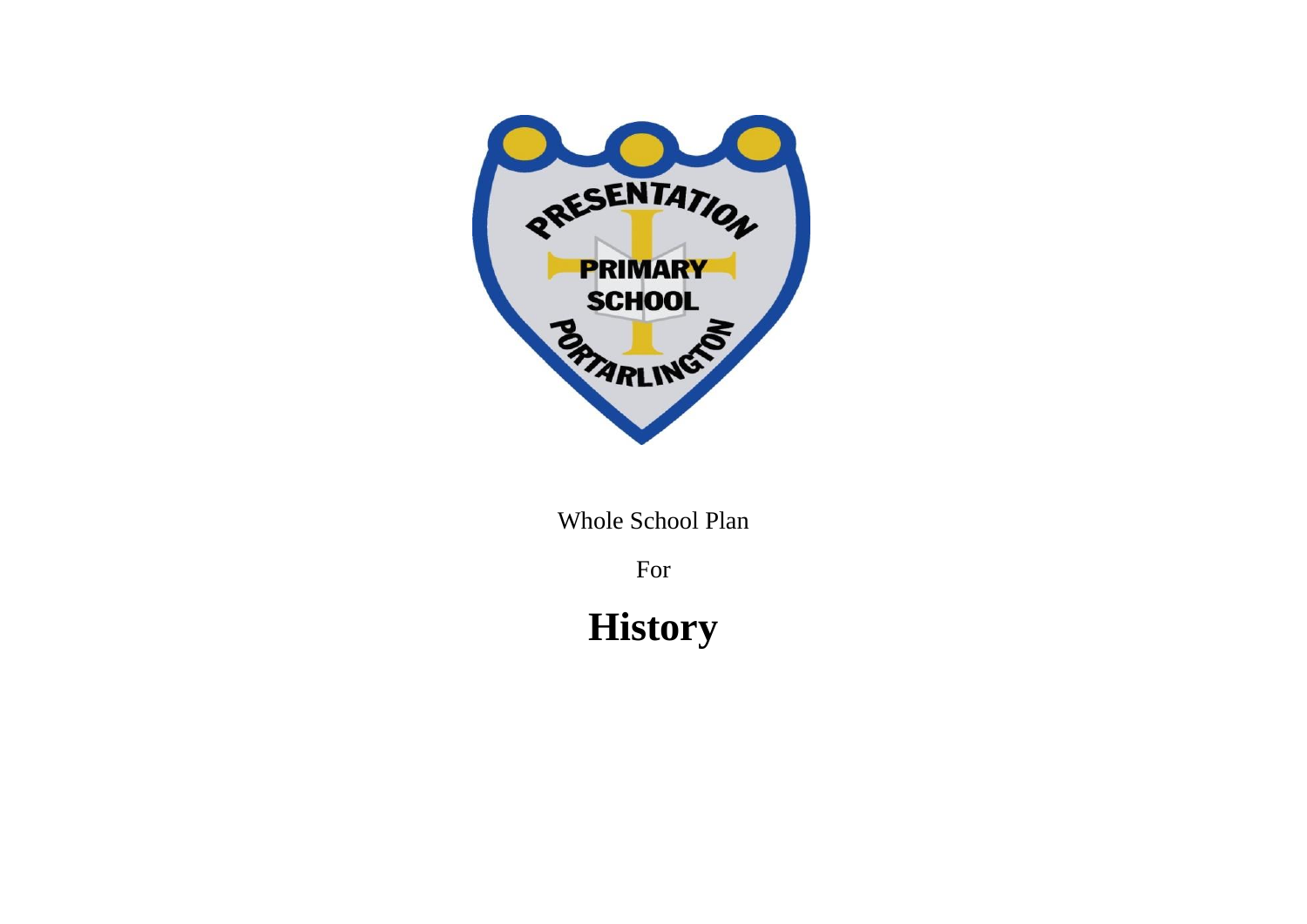Whole School Plan

For

# History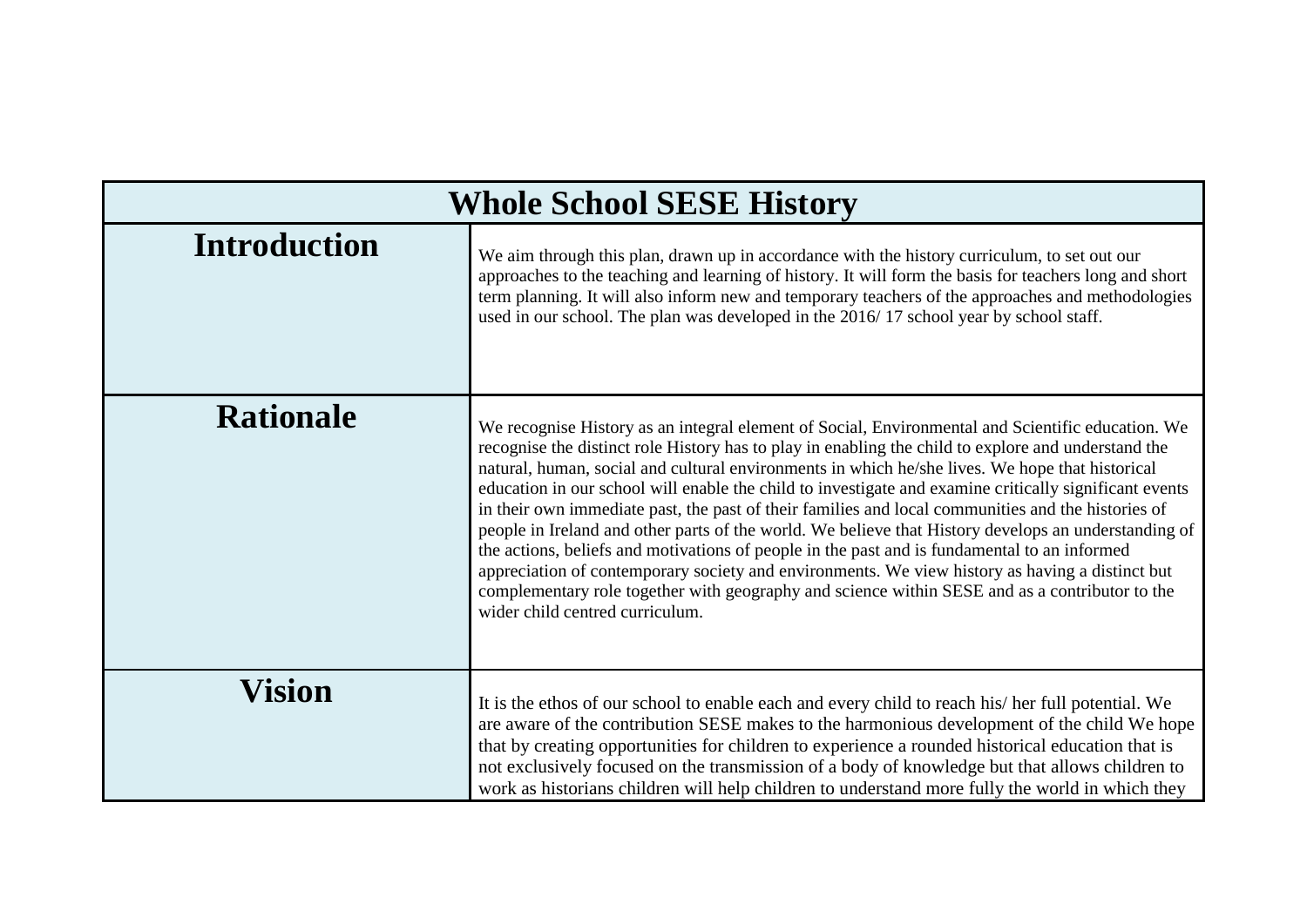| Whole School SESE History | |
|---|---|
| **Introduction** | We aim through this plan, drawn up in accordance with the history curriculum, to set out our approaches to the teaching and learning of history. It will form the basis for teachers long and short term planning. It will also inform new and temporary teachers of the approaches and methodologies used in our school. The plan was developed in the 2016/ 17 school year by school staff. |
| **Rationale** | We recognise History as an integral element of Social, Environmental and Scientific education. We recognise the distinct role History has to play in enabling the child to explore and understand the natural, human, social and cultural environments in which he/she lives. We hope that historical education in our school will enable the child to investigate and examine critically significant events in their own immediate past, the past of their families and local communities and the histories of people in Ireland and other parts of the world. We believe that History develops an understanding of the actions, beliefs and motivations of people in the past and is fundamental to an informed appreciation of contemporary society and environments. We view history as having a distinct but complementary role together with geography and science within SESE and as a contributor to the wider child centred curriculum. |
| **Vision** | It is the ethos of our school to enable each and every child to reach his/ her full potential. We are aware of the contribution SESE makes to the harmonious development of the child We hope that by creating opportunities for children to experience a rounded historical education that is not exclusively focused on the transmission of a body of knowledge but that allows children to work as historians children will help children to understand more fully the world in which they |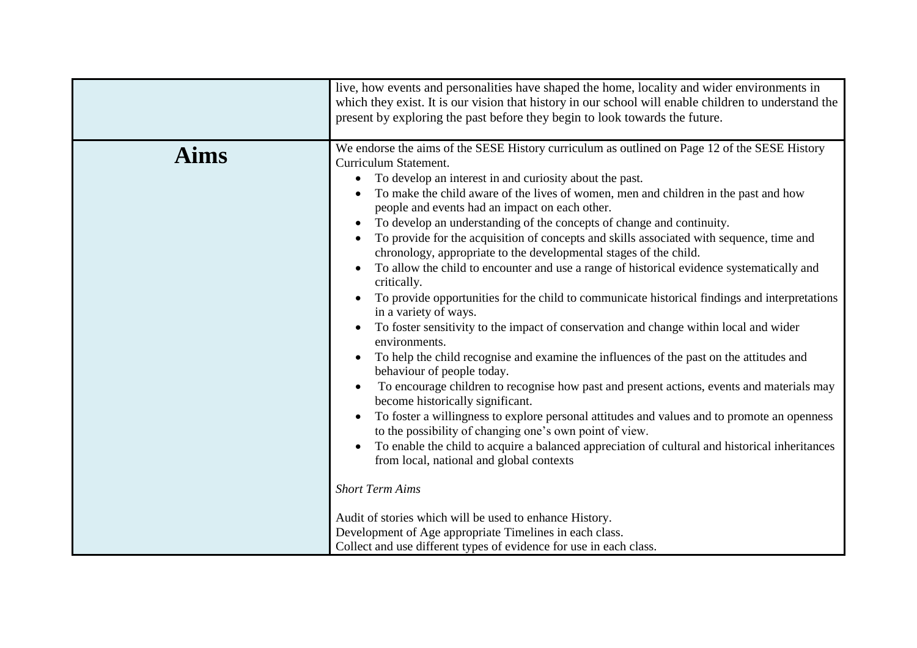| | |
|---|---|
| | live, how events and personalities have shaped the home, locality and wider environments in which they exist. It is our vision that history in our school will enable children to understand the present by exploring the past before they begin to look towards the future. |
| **Aims** | We endorse the aims of the SESE History curriculum as outlined on Page 12 of the SESE History Curriculum Statement.<br>• To develop an interest in and curiosity about the past.<br>• To make the child aware of the lives of women, men and children in the past and how people and events had an impact on each other.<br>• To develop an understanding of the concepts of change and continuity.<br>• To provide for the acquisition of concepts and skills associated with sequence, time and chronology, appropriate to the developmental stages of the child.<br>• To allow the child to encounter and use a range of historical evidence systematically and critically.<br>• To provide opportunities for the child to communicate historical findings and interpretations in a variety of ways.<br>• To foster sensitivity to the impact of conservation and change within local and wider environments.<br>• To help the child recognise and examine the influences of the past on the attitudes and behaviour of people today.<br>• To encourage children to recognise how past and present actions, events and materials may become historically significant.<br>• To foster a willingness to explore personal attitudes and values and to promote an openness to the possibility of changing one's own point of view.<br>• To enable the child to acquire a balanced appreciation of cultural and historical inheritances from local, national and global contexts<br><br>*Short Term Aims*<br><br>Audit of stories which will be used to enhance History.<br>Development of Age appropriate Timelines in each class.<br>Collect and use different types of evidence for use in each class. |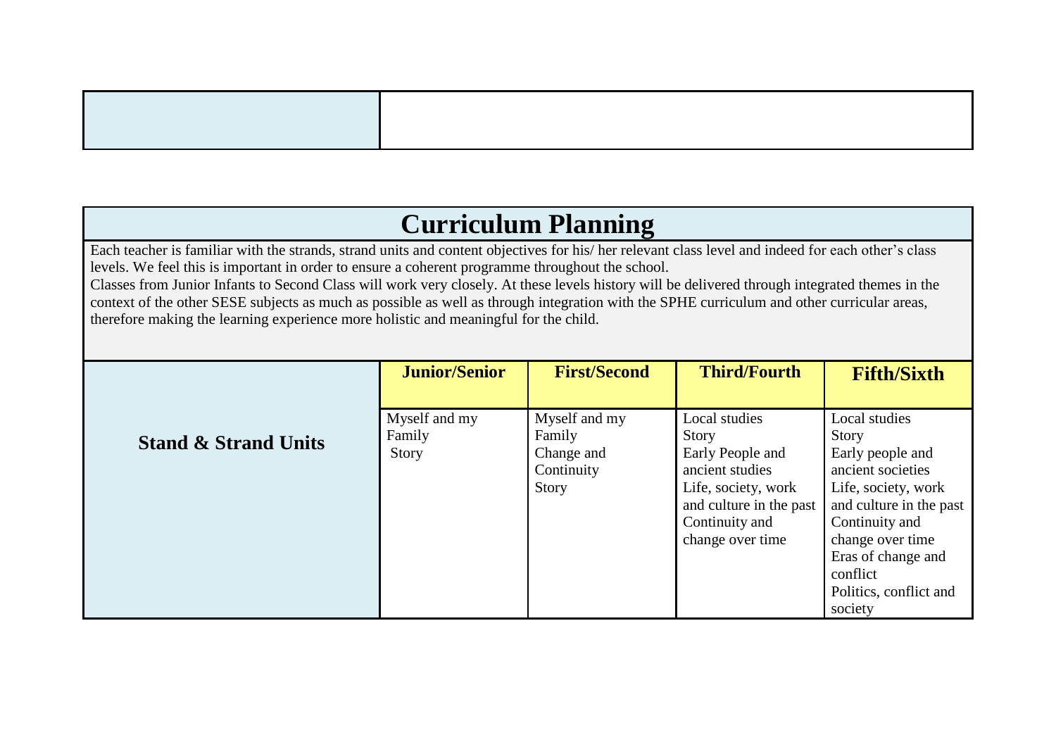# Curriculum Planning

Each teacher is familiar with the strands, strand units and content objectives for his/ her relevant class level and indeed for each other's class levels. We feel this is important in order to ensure a coherent programme throughout the school.

Classes from Junior Infants to Second Class will work very closely. At these levels history will be delivered through integrated themes in the context of the other SESE subjects as much as possible as well as through integration with the SPHE curriculum and other curricular areas, therefore making the learning experience more holistic and meaningful for the child.

| | **Junior/Senior** | **First/Second** | **Third/Fourth** | **Fifth/Sixth** |
|---|---|---|---|---|
| **Stand & Strand Units** | Myself and my Family<br>Story | Myself and my Family<br>Change and Continuity<br>Story | Local studies<br>Story<br>Early People and ancient studies<br>Life, society, work and culture in the past<br>Continuity and change over time | Local studies<br>Story<br>Early people and ancient societies<br>Life, society, work and culture in the past<br>Continuity and change over time<br>Eras of change and conflict<br>Politics, conflict and society |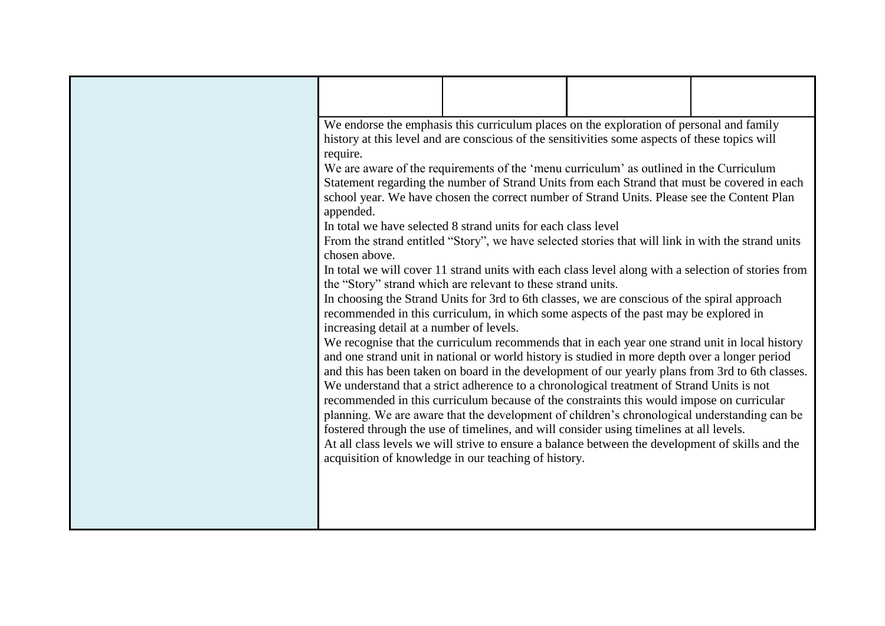We endorse the emphasis this curriculum places on the exploration of personal and family history at this level and are conscious of the sensitivities some aspects of these topics will require.

We are aware of the requirements of the 'menu curriculum' as outlined in the Curriculum Statement regarding the number of Strand Units from each Strand that must be covered in each school year. We have chosen the correct number of Strand Units. Please see the Content Plan appended.

In total we have selected 8 strand units for each class level

From the strand entitled "Story", we have selected stories that will link in with the strand units chosen above.

In total we will cover 11 strand units with each class level along with a selection of stories from the "Story" strand which are relevant to these strand units.

In choosing the Strand Units for 3rd to 6th classes, we are conscious of the spiral approach recommended in this curriculum, in which some aspects of the past may be explored in increasing detail at a number of levels.

We recognise that the curriculum recommends that in each year one strand unit in local history and one strand unit in national or world history is studied in more depth over a longer period and this has been taken on board in the development of our yearly plans from 3rd to 6th classes.

We understand that a strict adherence to a chronological treatment of Strand Units is not recommended in this curriculum because of the constraints this would impose on curricular planning. We are aware that the development of children's chronological understanding can be fostered through the use of timelines, and will consider using timelines at all levels.

At all class levels we will strive to ensure a balance between the development of skills and the acquisition of knowledge in our teaching of history.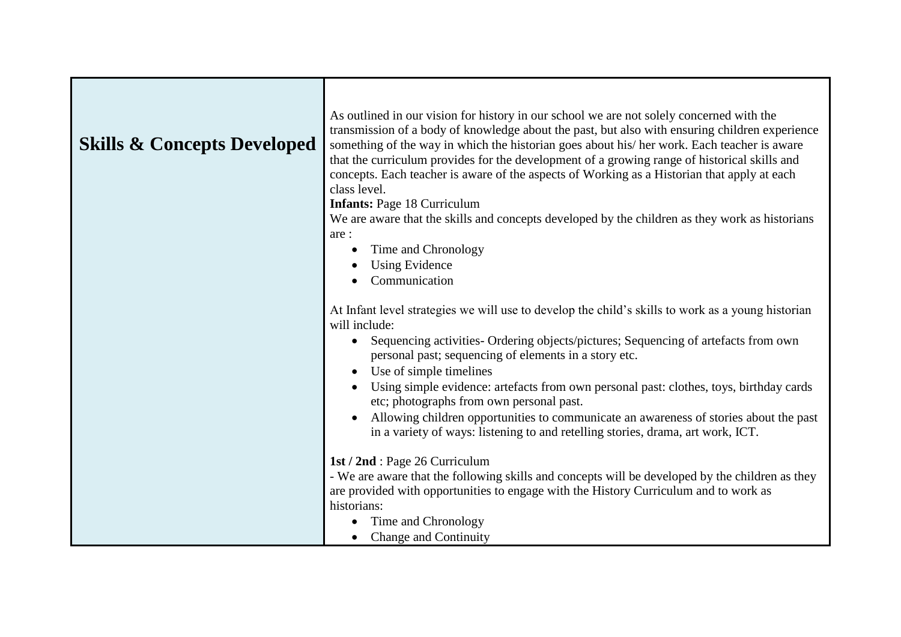| Skills & Concepts Developed | As outlined in our vision for history in our school we are not solely concerned with the transmission of a body of knowledge about the past, but also with ensuring children experience something of the way in which the historian goes about his/ her work. Each teacher is aware that the curriculum provides for the development of a growing range of historical skills and concepts. Each teacher is aware of the aspects of Working as a Historian that apply at each class level.<br>**Infants:** Page 18 Curriculum<br>We are aware that the skills and concepts developed by the children as they work as historians are :<br>• Time and Chronology<br>• Using Evidence<br>• Communication<br><br>At Infant level strategies we will use to develop the child's skills to work as a young historian will include:<br>• Sequencing activities- Ordering objects/pictures; Sequencing of artefacts from own personal past; sequencing of elements in a story etc.<br>• Use of simple timelines<br>• Using simple evidence: artefacts from own personal past: clothes, toys, birthday cards etc; photographs from own personal past.<br>• Allowing children opportunities to communicate an awareness of stories about the past in a variety of ways: listening to and retelling stories, drama, art work, ICT.<br><br>**1st / 2nd** : Page 26 Curriculum<br>- We are aware that the following skills and concepts will be developed by the children as they are provided with opportunities to engage with the History Curriculum and to work as historians:<br>• Time and Chronology<br>• Change and Continuity |
|---|---|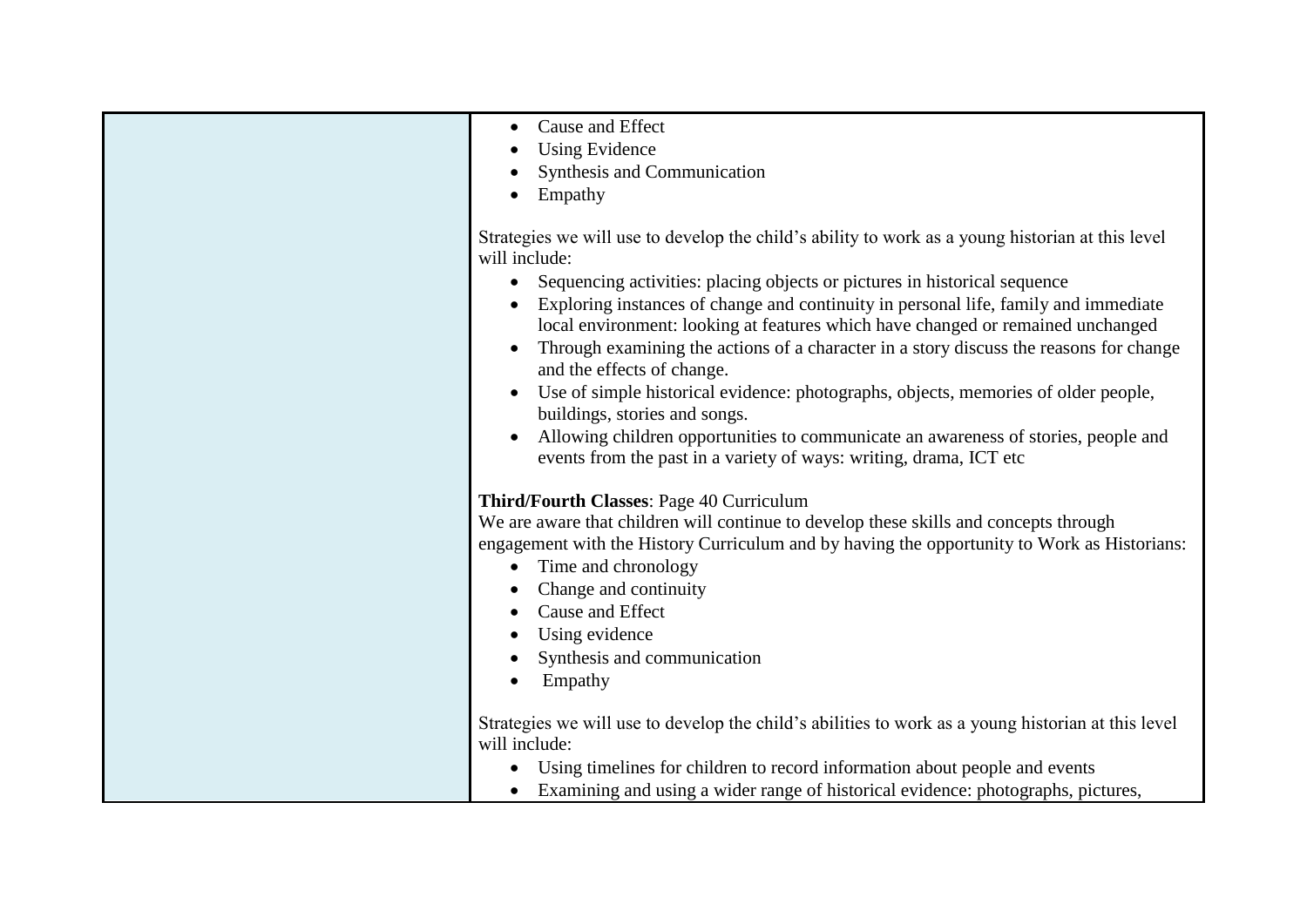| | - Cause and Effect<br>- Using Evidence<br>- Synthesis and Communication<br>- Empathy<br><br>Strategies we will use to develop the child's ability to work as a young historian at this level will include:<br>- Sequencing activities: placing objects or pictures in historical sequence<br>- Exploring instances of change and continuity in personal life, family and immediate local environment: looking at features which have changed or remained unchanged<br>- Through examining the actions of a character in a story discuss the reasons for change and the effects of change.<br>- Use of simple historical evidence: photographs, objects, memories of older people, buildings, stories and songs.<br>- Allowing children opportunities to communicate an awareness of stories, people and events from the past in a variety of ways: writing, drama, ICT etc<br><br>**Third/Fourth Classes**: Page 40 Curriculum<br>We are aware that children will continue to develop these skills and concepts through engagement with the History Curriculum and by having the opportunity to Work as Historians:<br>- Time and chronology<br>- Change and continuity<br>- Cause and Effect<br>- Using evidence<br>- Synthesis and communication<br>- Empathy<br><br>Strategies we will use to develop the child's abilities to work as a young historian at this level will include:<br>- Using timelines for children to record information about people and events<br>- Examining and using a wider range of historical evidence: photographs, pictures, |
|---|---|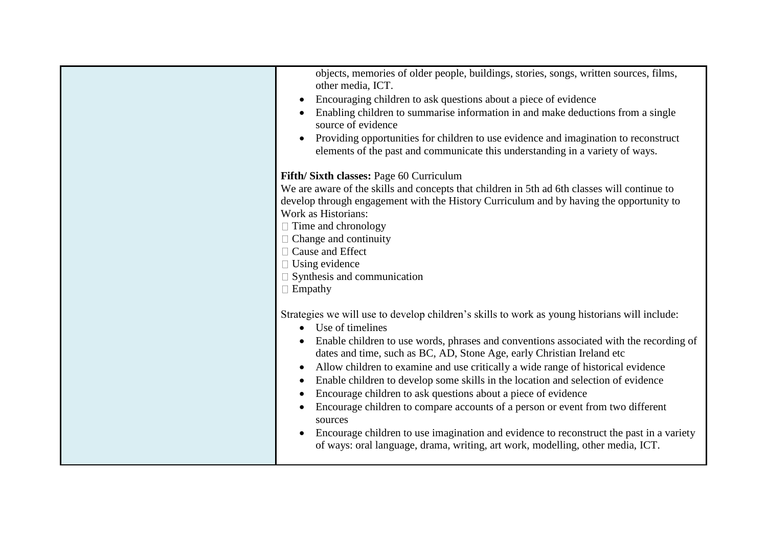| | objects, memories of older people, buildings, stories, songs, written sources, films, other media, ICT.<br>• Encouraging children to ask questions about a piece of evidence<br>• Enabling children to summarise information in and make deductions from a single source of evidence<br>• Providing opportunities for children to use evidence and imagination to reconstruct elements of the past and communicate this understanding in a variety of ways.<br><br>**Fifth/ Sixth classes:** Page 60 Curriculum<br>We are aware of the skills and concepts that children in 5th ad 6th classes will continue to develop through engagement with the History Curriculum and by having the opportunity to Work as Historians:<br> Time and chronology<br> Change and continuity<br> Cause and Effect<br> Using evidence<br> Synthesis and communication<br> Empathy<br><br>Strategies we will use to develop children's skills to work as young historians will include:<br>• Use of timelines<br>• Enable children to use words, phrases and conventions associated with the recording of dates and time, such as BC, AD, Stone Age, early Christian Ireland etc<br>• Allow children to examine and use critically a wide range of historical evidence<br>• Enable children to develop some skills in the location and selection of evidence<br>• Encourage children to ask questions about a piece of evidence<br>• Encourage children to compare accounts of a person or event from two different sources<br>• Encourage children to use imagination and evidence to reconstruct the past in a variety of ways: oral language, drama, writing, art work, modelling, other media, ICT. |
|---|---|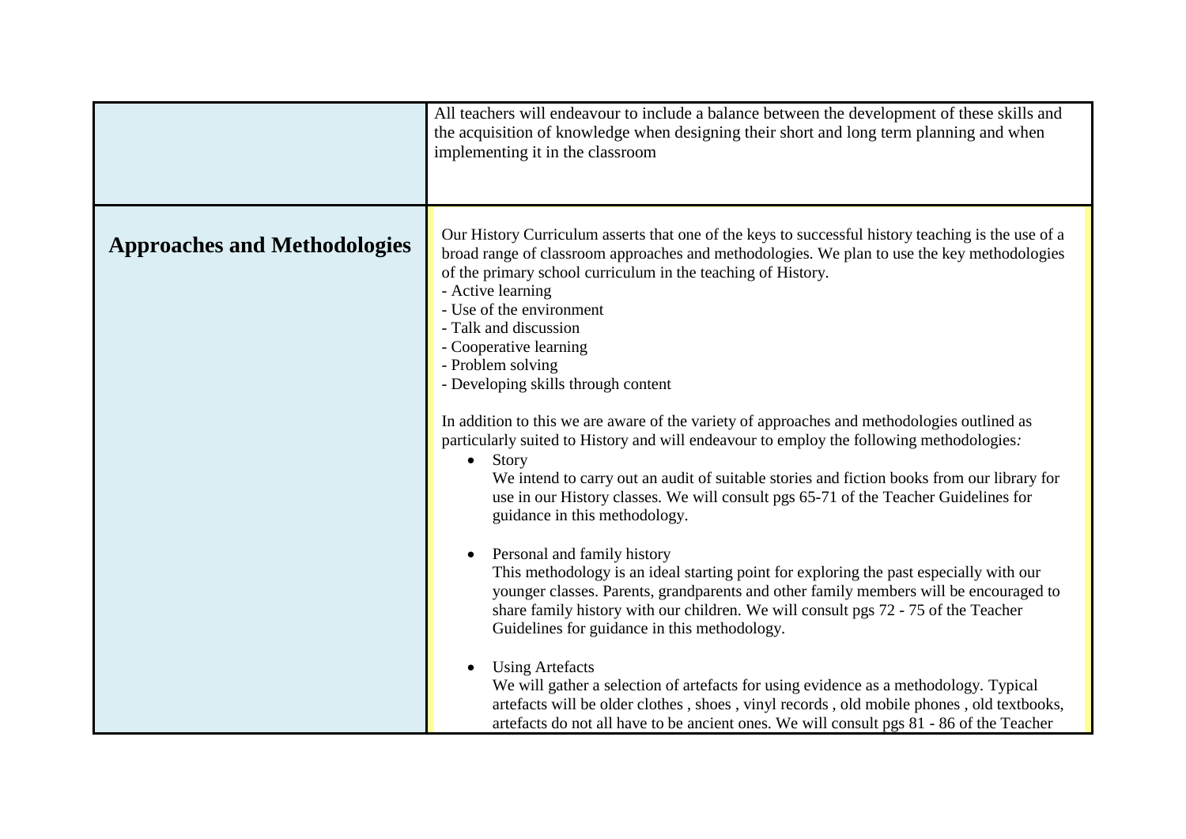| | |
|---|---|
| | All teachers will endeavour to include a balance between the development of these skills and the acquisition of knowledge when designing their short and long term planning and when implementing it in the classroom |
| **Approaches and Methodologies** | Our History Curriculum asserts that one of the keys to successful history teaching is the use of a broad range of classroom approaches and methodologies. We plan to use the key methodologies of the primary school curriculum in the teaching of History.<br>- Active learning<br>- Use of the environment<br>- Talk and discussion<br>- Cooperative learning<br>- Problem solving<br>- Developing skills through content<br><br>In addition to this we are aware of the variety of approaches and methodologies outlined as particularly suited to History and will endeavour to employ the following methodologies*:*<br>• Story<br>We intend to carry out an audit of suitable stories and fiction books from our library for use in our History classes. We will consult pgs 65-71 of the Teacher Guidelines for guidance in this methodology.<br><br>• Personal and family history<br>This methodology is an ideal starting point for exploring the past especially with our younger classes. Parents, grandparents and other family members will be encouraged to share family history with our children. We will consult pgs 72 - 75 of the Teacher Guidelines for guidance in this methodology.<br><br>• Using Artefacts<br>We will gather a selection of artefacts for using evidence as a methodology. Typical artefacts will be older clothes , shoes , vinyl records , old mobile phones , old textbooks, artefacts do not all have to be ancient ones. We will consult pgs 81 - 86 of the Teacher |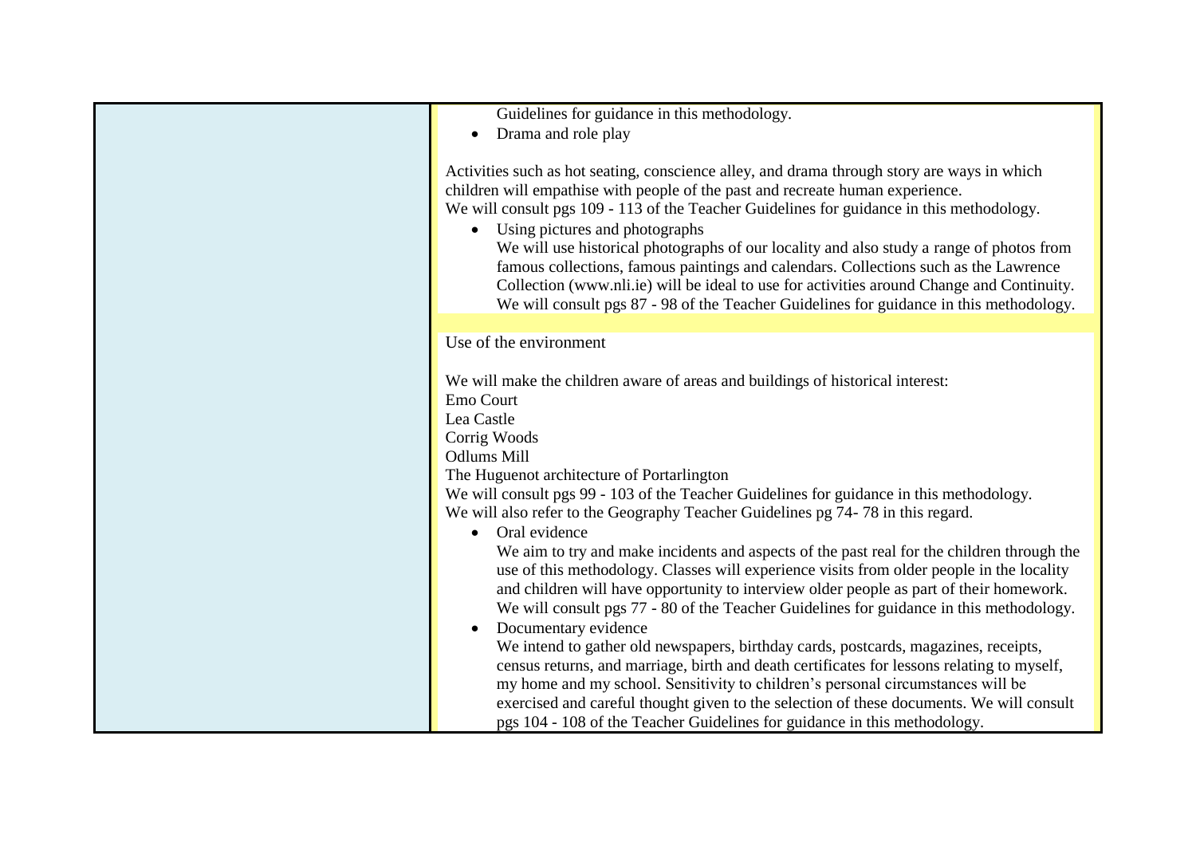| | |
|---|---|
| | Guidelines for guidance in this methodology.<br>• Drama and role play<br><br>Activities such as hot seating, conscience alley, and drama through story are ways in which children will empathise with people of the past and recreate human experience.<br>We will consult pgs 109 - 113 of the Teacher Guidelines for guidance in this methodology.<br>• Using pictures and photographs<br>We will use historical photographs of our locality and also study a range of photos from famous collections, famous paintings and calendars. Collections such as the Lawrence Collection (www.nli.ie) will be ideal to use for activities around Change and Continuity. We will consult pgs 87 - 98 of the Teacher Guidelines for guidance in this methodology. |
| | Use of the environment<br><br>We will make the children aware of areas and buildings of historical interest:<br>Emo Court<br>Lea Castle<br>Corrig Woods<br>Odlums Mill<br>The Huguenot architecture of Portarlington<br>We will consult pgs 99 - 103 of the Teacher Guidelines for guidance in this methodology.<br>We will also refer to the Geography Teacher Guidelines pg 74- 78 in this regard.<br>• Oral evidence<br>We aim to try and make incidents and aspects of the past real for the children through the use of this methodology. Classes will experience visits from older people in the locality and children will have opportunity to interview older people as part of their homework. We will consult pgs 77 - 80 of the Teacher Guidelines for guidance in this methodology.<br>• Documentary evidence<br>We intend to gather old newspapers, birthday cards, postcards, magazines, receipts, census returns, and marriage, birth and death certificates for lessons relating to myself, my home and my school. Sensitivity to children's personal circumstances will be exercised and careful thought given to the selection of these documents. We will consult pgs 104 - 108 of the Teacher Guidelines for guidance in this methodology. |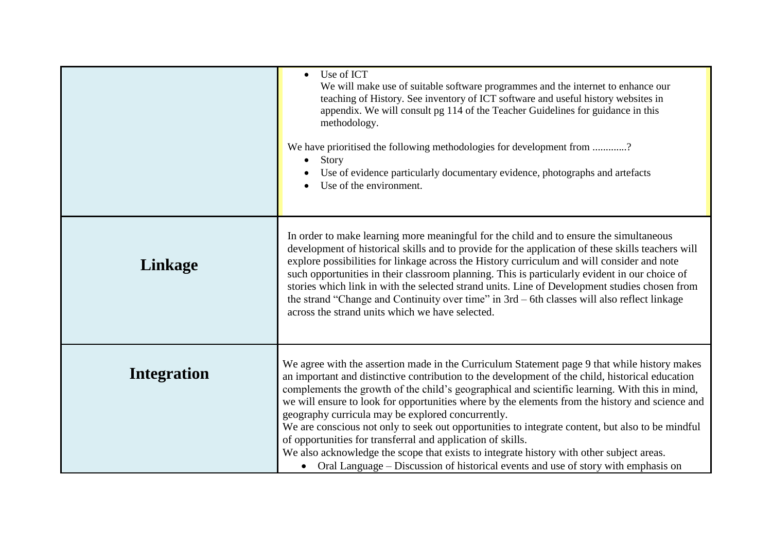| | |
|---|---|
| | • Use of ICT<br>We will make use of suitable software programmes and the internet to enhance our teaching of History. See inventory of ICT software and useful history websites in appendix. We will consult pg 114 of the Teacher Guidelines for guidance in this methodology.<br><br>We have prioritised the following methodologies for development from .............?<br>• Story<br>• Use of evidence particularly documentary evidence, photographs and artefacts<br>• Use of the environment. |
| **Linkage** | In order to make learning more meaningful for the child and to ensure the simultaneous development of historical skills and to provide for the application of these skills teachers will explore possibilities for linkage across the History curriculum and will consider and note such opportunities in their classroom planning. This is particularly evident in our choice of stories which link in with the selected strand units. Line of Development studies chosen from the strand "Change and Continuity over time" in 3rd – 6th classes will also reflect linkage across the strand units which we have selected. |
| **Integration** | We agree with the assertion made in the Curriculum Statement page 9 that while history makes an important and distinctive contribution to the development of the child, historical education complements the growth of the child's geographical and scientific learning. With this in mind, we will ensure to look for opportunities where by the elements from the history and science and geography curricula may be explored concurrently.<br>We are conscious not only to seek out opportunities to integrate content, but also to be mindful of opportunities for transferral and application of skills.<br>We also acknowledge the scope that exists to integrate history with other subject areas.<br>• Oral Language – Discussion of historical events and use of story with emphasis on |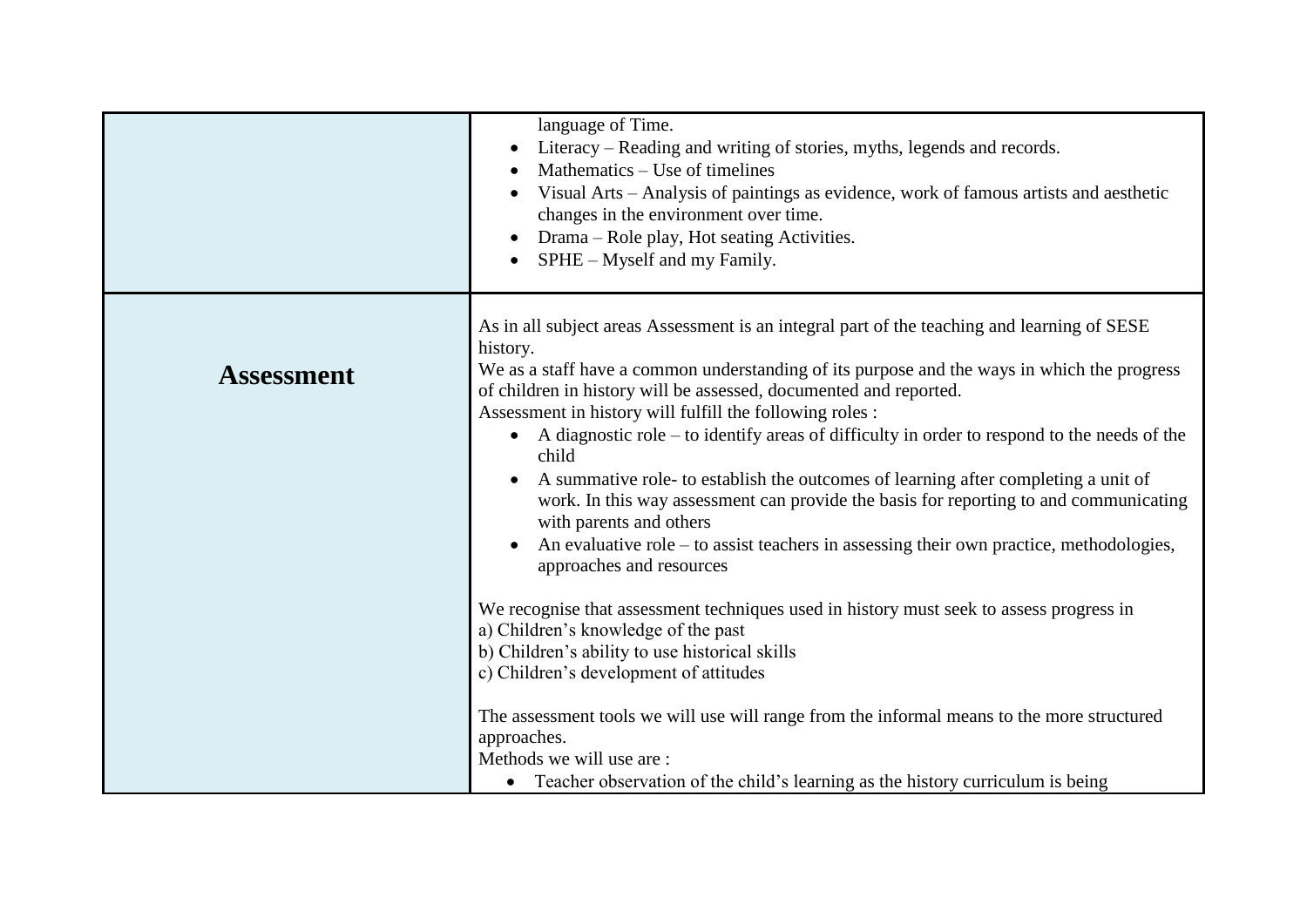| | |
|---|---|
| | language of Time.<br>• Literacy – Reading and writing of stories, myths, legends and records.<br>• Mathematics – Use of timelines<br>• Visual Arts – Analysis of paintings as evidence, work of famous artists and aesthetic changes in the environment over time.<br>• Drama – Role play, Hot seating Activities.<br>• SPHE – Myself and my Family. |
| **Assessment** | As in all subject areas Assessment is an integral part of the teaching and learning of SESE history.<br>We as a staff have a common understanding of its purpose and the ways in which the progress of children in history will be assessed, documented and reported.<br>Assessment in history will fulfill the following roles :<br>• A diagnostic role – to identify areas of difficulty in order to respond to the needs of the child<br>• A summative role- to establish the outcomes of learning after completing a unit of work. In this way assessment can provide the basis for reporting to and communicating with parents and others<br>• An evaluative role – to assist teachers in assessing their own practice, methodologies, approaches and resources<br><br>We recognise that assessment techniques used in history must seek to assess progress in<br>a) Children's knowledge of the past<br>b) Children's ability to use historical skills<br>c) Children's development of attitudes<br><br>The assessment tools we will use will range from the informal means to the more structured approaches.<br>Methods we will use are :<br>• Teacher observation of the child's learning as the history curriculum is being |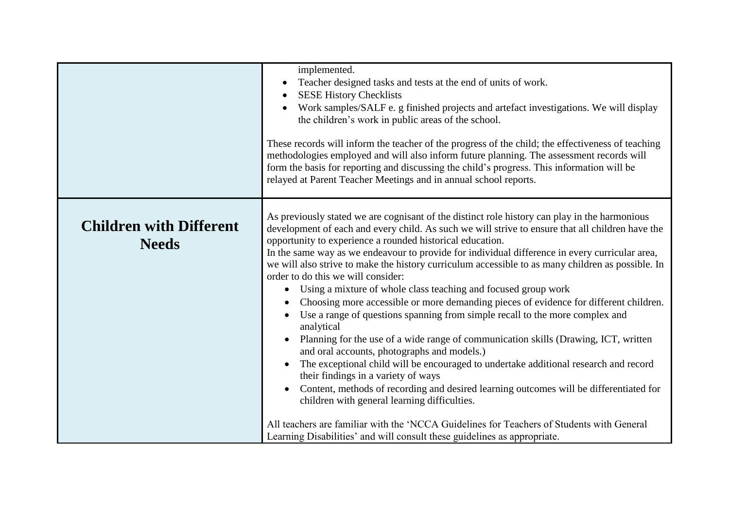| | |
|---|---|
| | implemented.<br>• Teacher designed tasks and tests at the end of units of work.<br>• SESE History Checklists<br>• Work samples/SALF e. g finished projects and artefact investigations. We will display the children's work in public areas of the school.<br><br>These records will inform the teacher of the progress of the child; the effectiveness of teaching methodologies employed and will also inform future planning. The assessment records will form the basis for reporting and discussing the child's progress. This information will be relayed at Parent Teacher Meetings and in annual school reports. |
| **Children with Different Needs** | As previously stated we are cognisant of the distinct role history can play in the harmonious development of each and every child. As such we will strive to ensure that all children have the opportunity to experience a rounded historical education.<br>In the same way as we endeavour to provide for individual difference in every curricular area, we will also strive to make the history curriculum accessible to as many children as possible. In order to do this we will consider:<br>• Using a mixture of whole class teaching and focused group work<br>• Choosing more accessible or more demanding pieces of evidence for different children.<br>• Use a range of questions spanning from simple recall to the more complex and analytical<br>• Planning for the use of a wide range of communication skills (Drawing, ICT, written and oral accounts, photographs and models.)<br>• The exceptional child will be encouraged to undertake additional research and record their findings in a variety of ways<br>• Content, methods of recording and desired learning outcomes will be differentiated for children with general learning difficulties.<br><br>All teachers are familiar with the 'NCCA Guidelines for Teachers of Students with General Learning Disabilities' and will consult these guidelines as appropriate. |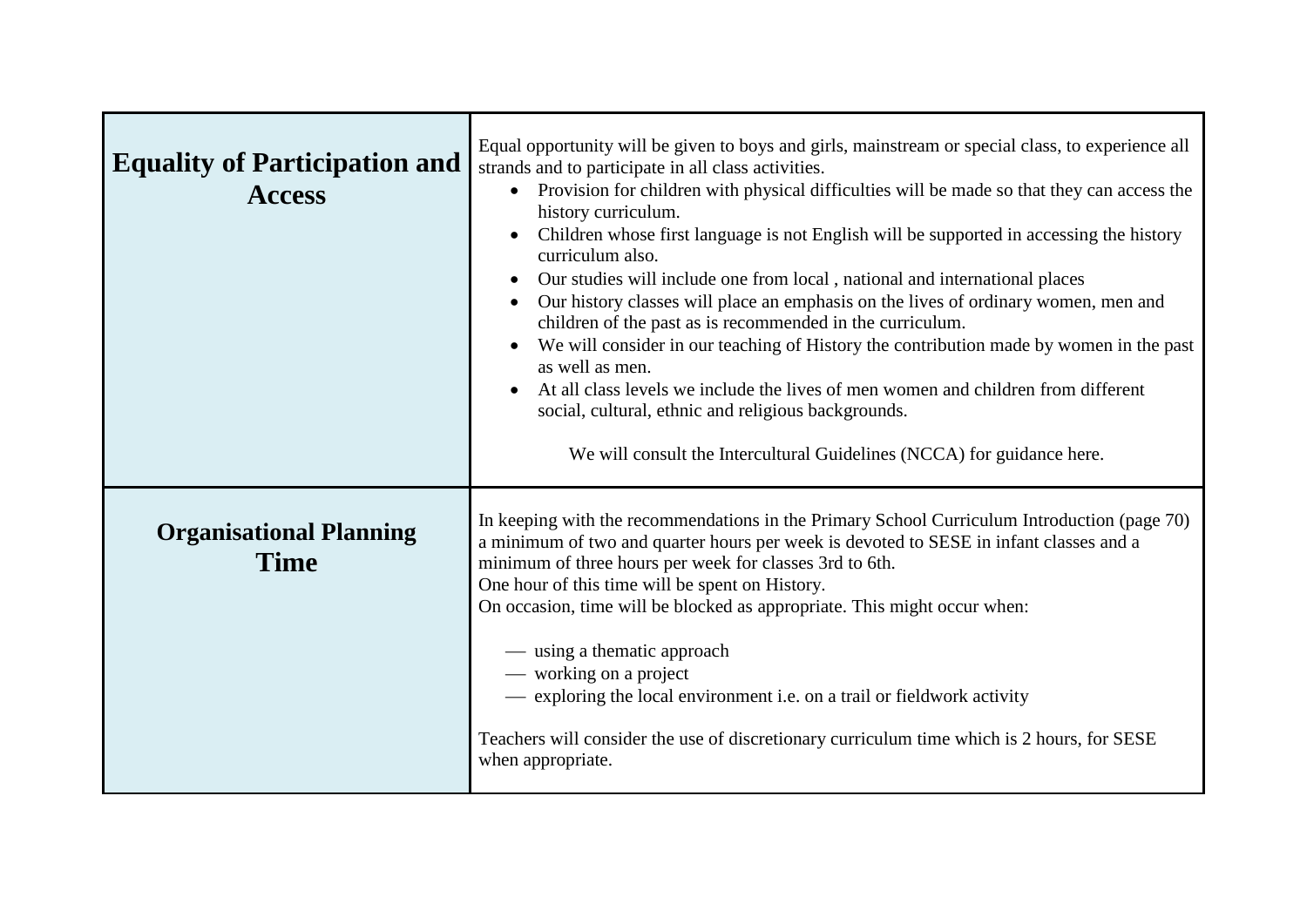| | |
|---|---|
| **Equality of Participation and Access** | Equal opportunity will be given to boys and girls, mainstream or special class, to experience all strands and to participate in all class activities.<br>• Provision for children with physical difficulties will be made so that they can access the history curriculum.<br>• Children whose first language is not English will be supported in accessing the history curriculum also.<br>• Our studies will include one from local , national and international places<br>• Our history classes will place an emphasis on the lives of ordinary women, men and children of the past as is recommended in the curriculum.<br>• We will consider in our teaching of History the contribution made by women in the past as well as men.<br>• At all class levels we include the lives of men women and children from different social, cultural, ethnic and religious backgrounds.<br><br>We will consult the Intercultural Guidelines (NCCA) for guidance here. |
| **Organisational Planning Time** | In keeping with the recommendations in the Primary School Curriculum Introduction (page 70) a minimum of two and quarter hours per week is devoted to SESE in infant classes and a minimum of three hours per week for classes 3rd to 6th.<br>One hour of this time will be spent on History.<br>On occasion, time will be blocked as appropriate. This might occur when:<br><br>— using a thematic approach<br>— working on a project<br>— exploring the local environment i.e. on a trail or fieldwork activity<br><br>Teachers will consider the use of discretionary curriculum time which is 2 hours, for SESE when appropriate. |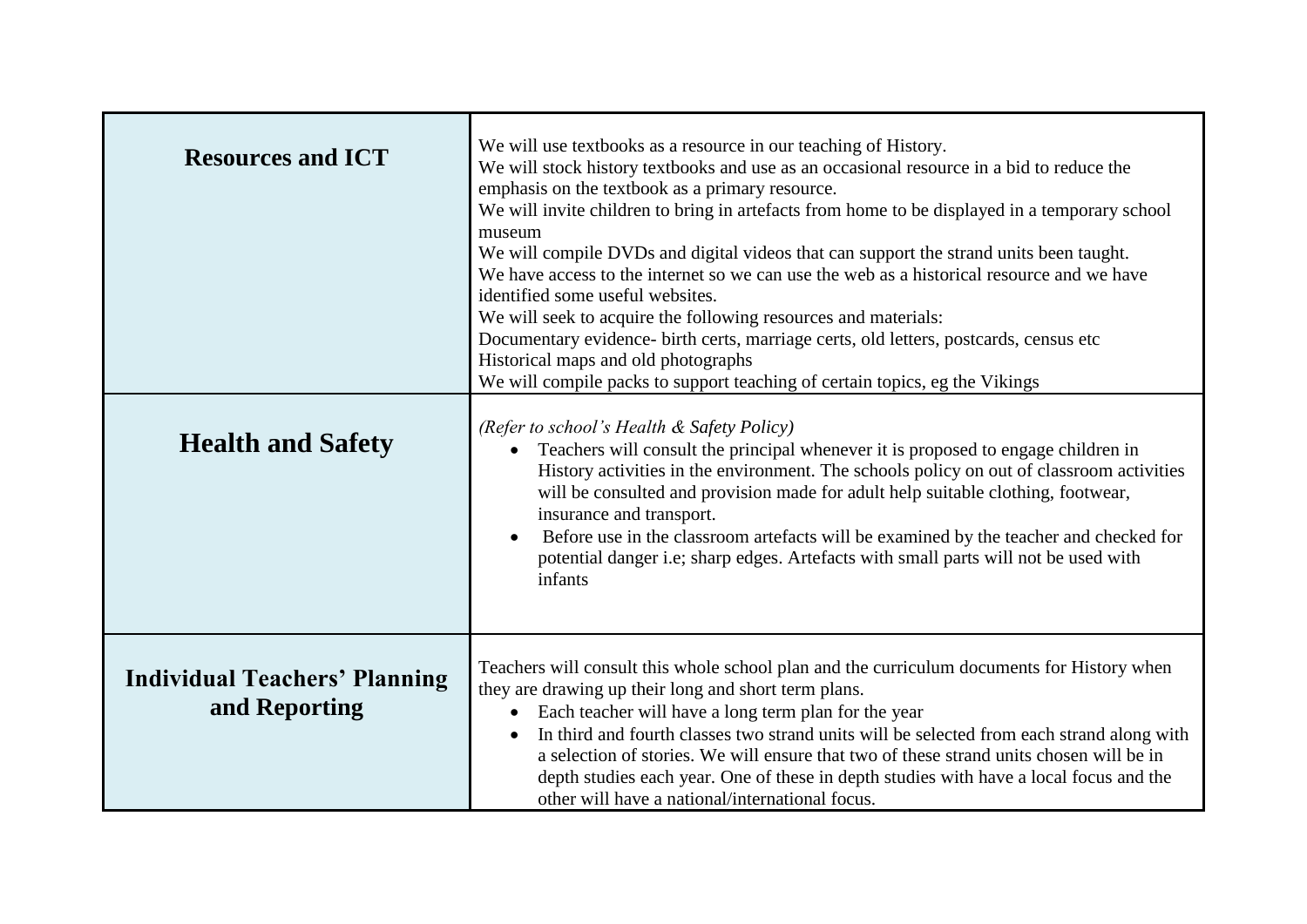| | |
|---|---|
| **Resources and ICT** | We will use textbooks as a resource in our teaching of History.<br>We will stock history textbooks and use as an occasional resource in a bid to reduce the emphasis on the textbook as a primary resource.<br>We will invite children to bring in artefacts from home to be displayed in a temporary school museum<br>We will compile DVDs and digital videos that can support the strand units been taught.<br>We have access to the internet so we can use the web as a historical resource and we have identified some useful websites.<br>We will seek to acquire the following resources and materials:<br>Documentary evidence- birth certs, marriage certs, old letters, postcards, census etc<br>Historical maps and old photographs<br>We will compile packs to support teaching of certain topics, eg the Vikings |
| **Health and Safety** | *(Refer to school's Health & Safety Policy)*<br>• Teachers will consult the principal whenever it is proposed to engage children in History activities in the environment. The schools policy on out of classroom activities will be consulted and provision made for adult help suitable clothing, footwear, insurance and transport.<br>• Before use in the classroom artefacts will be examined by the teacher and checked for potential danger i.e; sharp edges. Artefacts with small parts will not be used with infants |
| **Individual Teachers' Planning and Reporting** | Teachers will consult this whole school plan and the curriculum documents for History when they are drawing up their long and short term plans.<br>• Each teacher will have a long term plan for the year<br>• In third and fourth classes two strand units will be selected from each strand along with a selection of stories. We will ensure that two of these strand units chosen will be in depth studies each year. One of these in depth studies with have a local focus and the other will have a national/international focus. |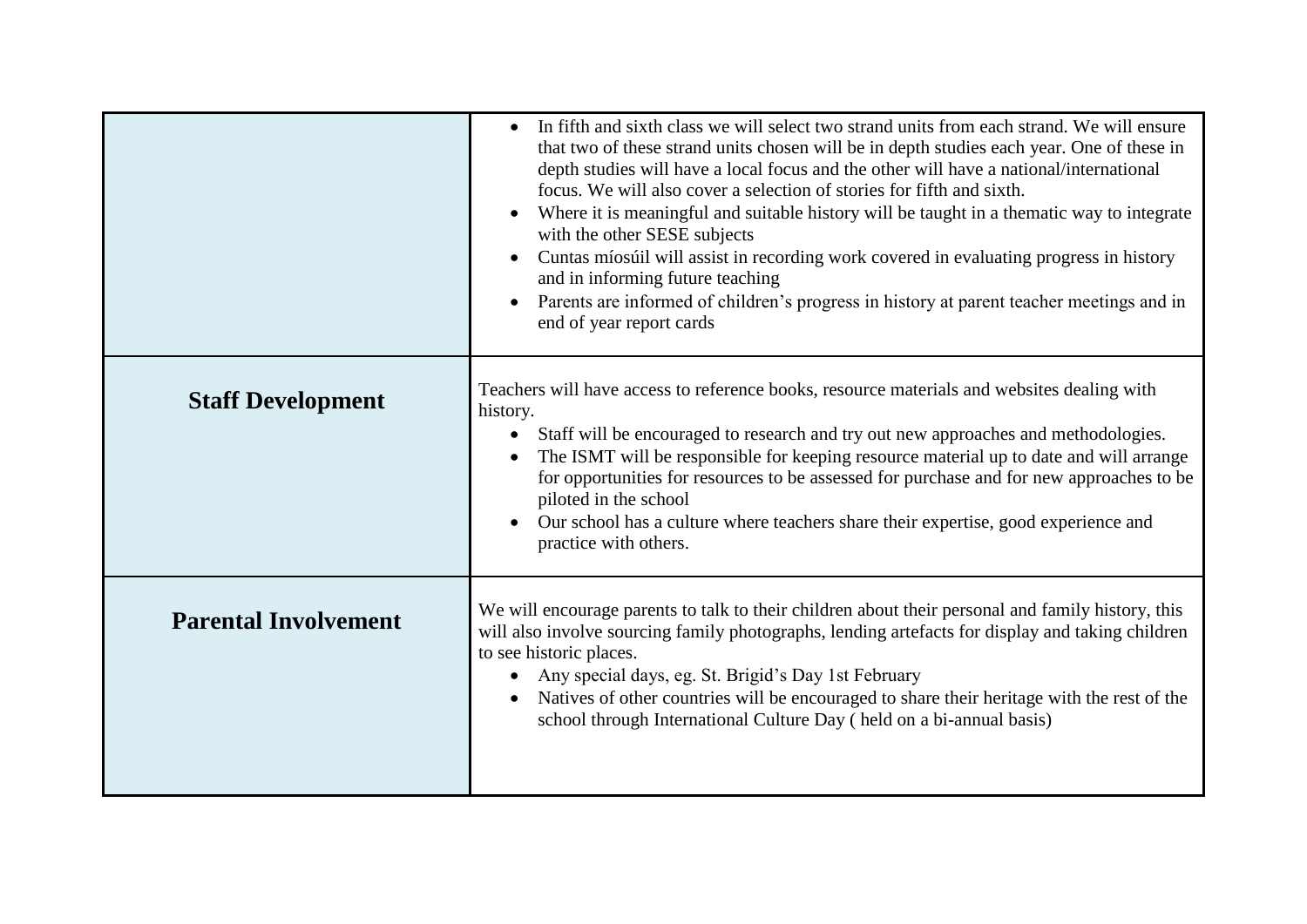| | |
|---|---|
| | • In fifth and sixth class we will select two strand units from each strand. We will ensure that two of these strand units chosen will be in depth studies each year. One of these in depth studies will have a local focus and the other will have a national/international focus. We will also cover a selection of stories for fifth and sixth.<br>• Where it is meaningful and suitable history will be taught in a thematic way to integrate with the other SESE subjects<br>• Cuntas míosúil will assist in recording work covered in evaluating progress in history and in informing future teaching<br>• Parents are informed of children's progress in history at parent teacher meetings and in end of year report cards |
| **Staff Development** | Teachers will have access to reference books, resource materials and websites dealing with history.<br>• Staff will be encouraged to research and try out new approaches and methodologies.<br>• The ISMT will be responsible for keeping resource material up to date and will arrange for opportunities for resources to be assessed for purchase and for new approaches to be piloted in the school<br>• Our school has a culture where teachers share their expertise, good experience and practice with others. |
| **Parental Involvement** | We will encourage parents to talk to their children about their personal and family history, this will also involve sourcing family photographs, lending artefacts for display and taking children to see historic places.<br>• Any special days, eg. St. Brigid's Day 1st February<br>• Natives of other countries will be encouraged to share their heritage with the rest of the school through International Culture Day ( held on a bi-annual basis) |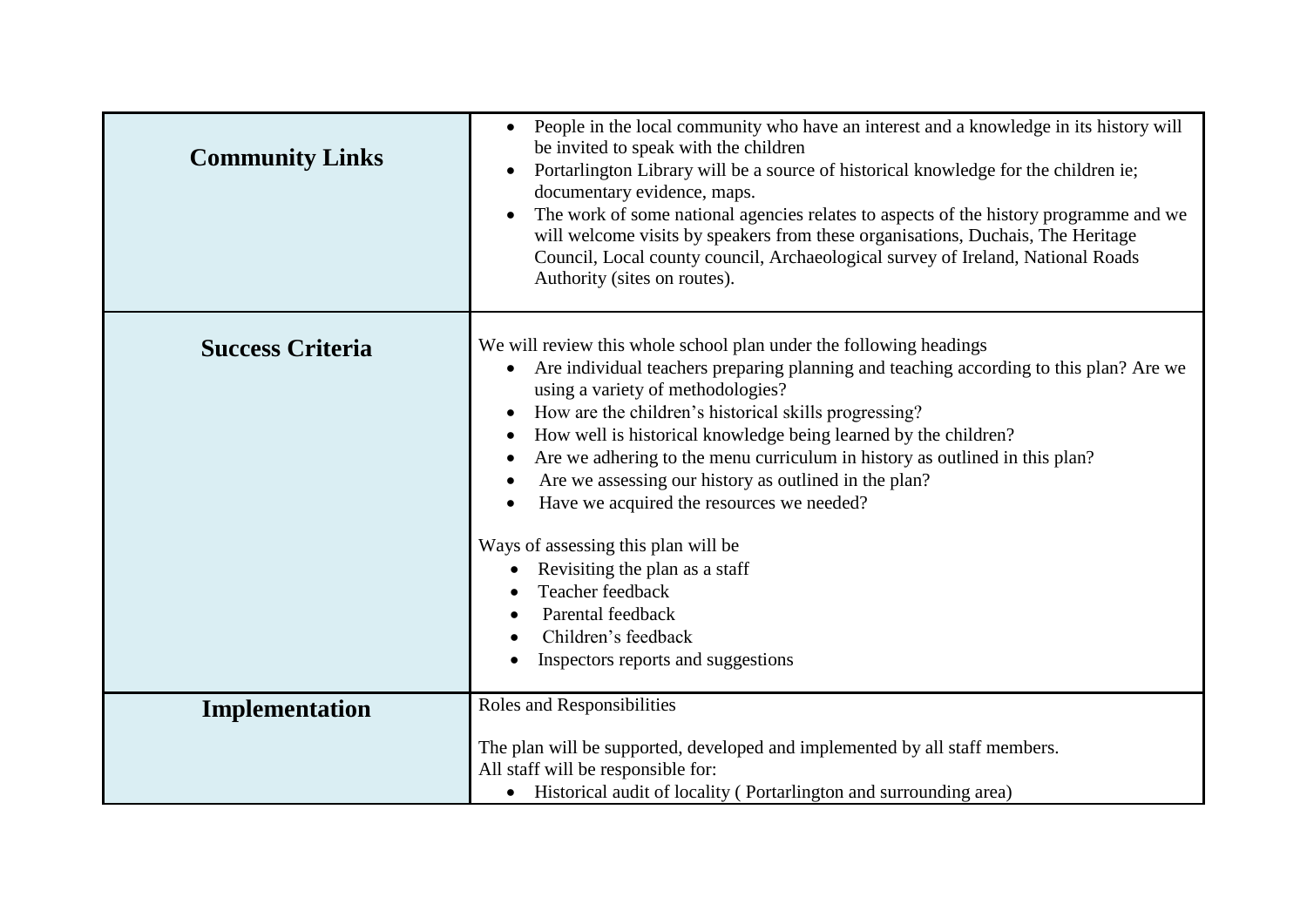| | |
|---|---|
| **Community Links** | • People in the local community who have an interest and a knowledge in its history will be invited to speak with the children<br>• Portarlington Library will be a source of historical knowledge for the children ie; documentary evidence, maps.<br>• The work of some national agencies relates to aspects of the history programme and we will welcome visits by speakers from these organisations, Duchais, The Heritage Council, Local county council, Archaeological survey of Ireland, National Roads Authority (sites on routes). |
| **Success Criteria** | We will review this whole school plan under the following headings<br>• Are individual teachers preparing planning and teaching according to this plan? Are we using a variety of methodologies?<br>• How are the children's historical skills progressing?<br>• How well is historical knowledge being learned by the children?<br>• Are we adhering to the menu curriculum in history as outlined in this plan?<br>• Are we assessing our history as outlined in the plan?<br>• Have we acquired the resources we needed?<br><br>Ways of assessing this plan will be<br>• Revisiting the plan as a staff<br>• Teacher feedback<br>• Parental feedback<br>• Children's feedback<br>• Inspectors reports and suggestions |
| **Implementation** | Roles and Responsibilities<br><br>The plan will be supported, developed and implemented by all staff members.<br>All staff will be responsible for:<br>• Historical audit of locality ( Portarlington and surrounding area) |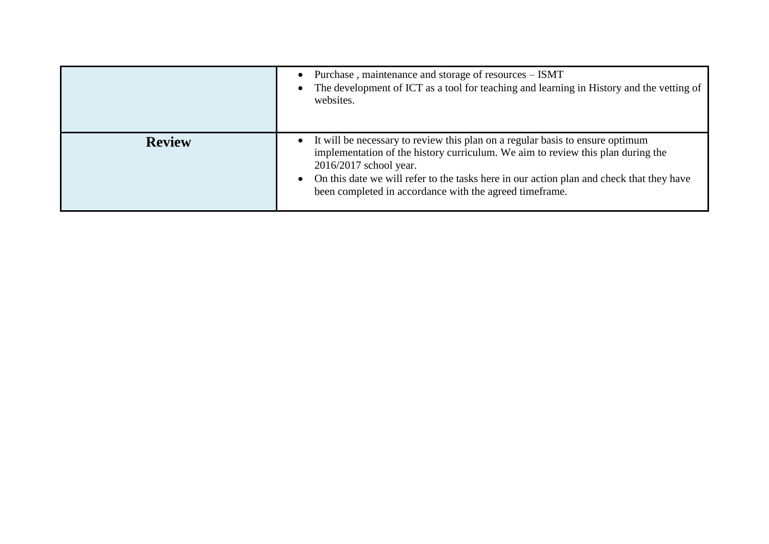| | |
|---|---|
| | • Purchase , maintenance and storage of resources – ISMT<br>• The development of ICT as a tool for teaching and learning in History and the vetting of websites. |
| **Review** | • It will be necessary to review this plan on a regular basis to ensure optimum implementation of the history curriculum. We aim to review this plan during the 2016/2017 school year.<br>• On this date we will refer to the tasks here in our action plan and check that they have been completed in accordance with the agreed timeframe. |